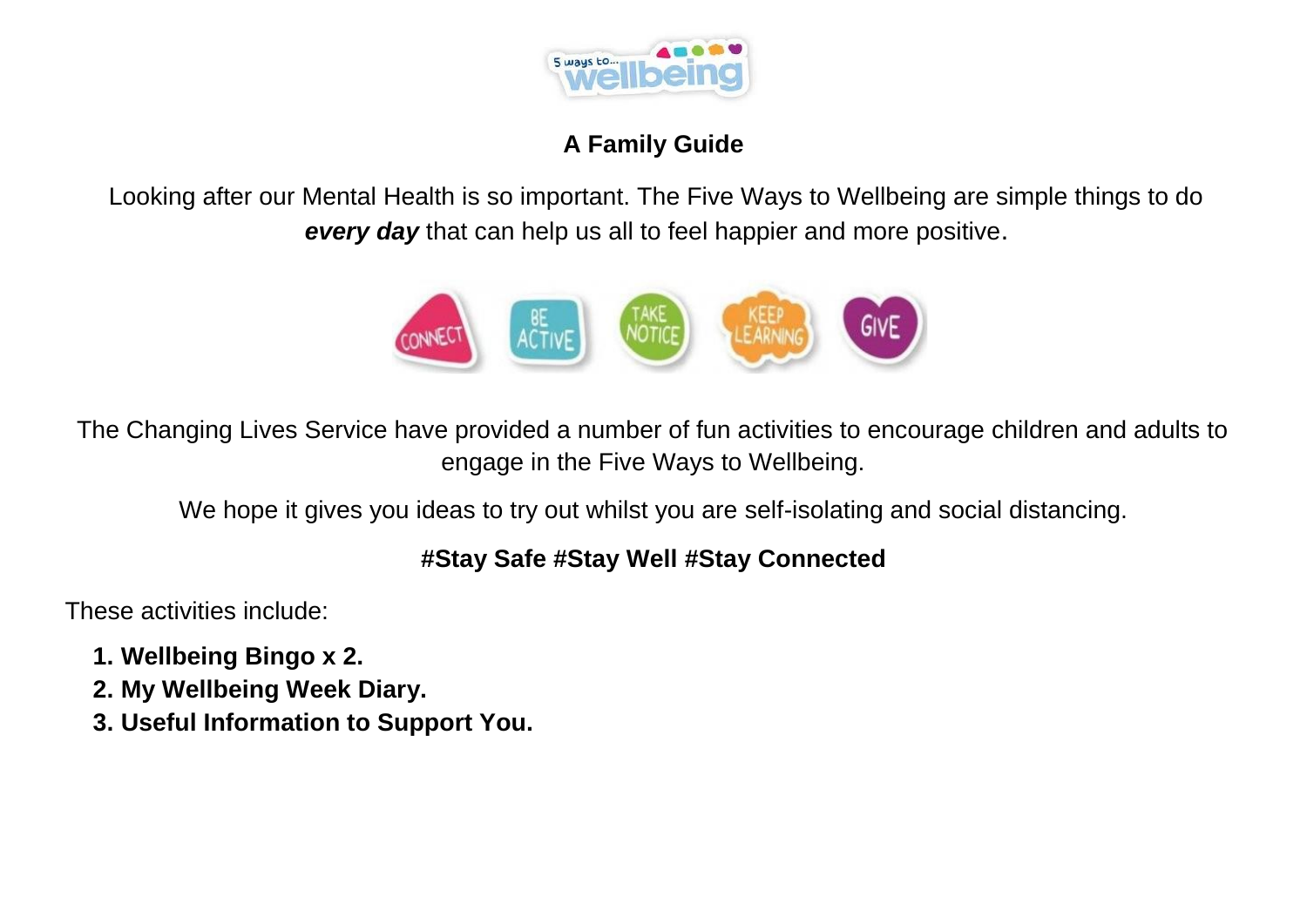## A Family Guide

Looking after our Mental Health is so important. The Five Ways to Wellbeing are simple things to do ***every day*** that can help us all to feel happier and more positive.

The Changing Lives Service have provided a number of fun activities to encourage children and adults to engage in the Five Ways to Wellbeing.

We hope it gives you ideas to try out whilst you are self-isolating and social distancing.

**#Stay Safe #Stay Well #Stay Connected**

These activities include:

1. **Wellbeing Bingo x 2.**
2. **My Wellbeing Week Diary.**
3. **Useful Information to Support You.**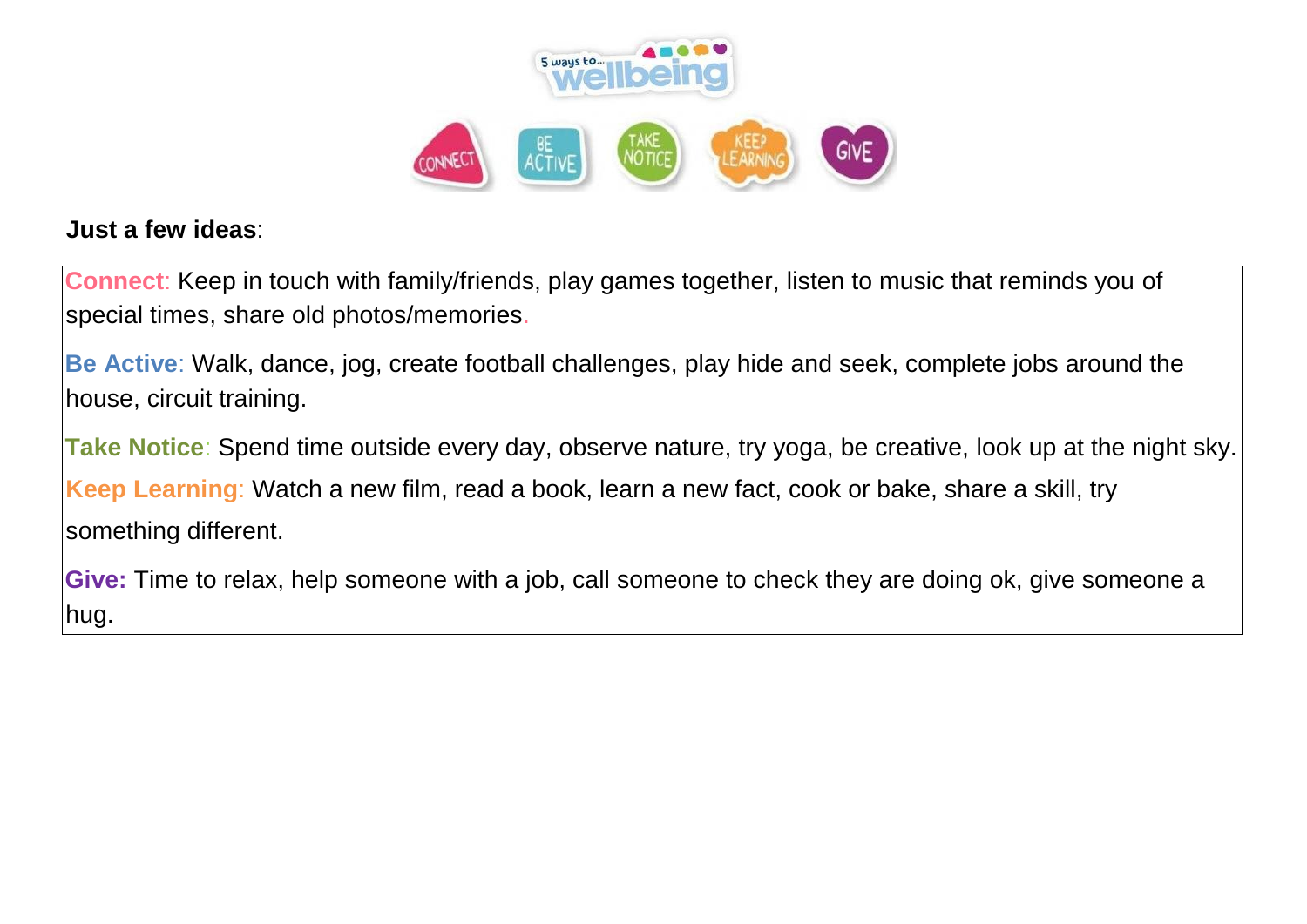**Just a few ideas**:

**Connect**: Keep in touch with family/friends, play games together, listen to music that reminds you of special times, share old photos/memories.

**Be Active**: Walk, dance, jog, create football challenges, play hide and seek, complete jobs around the house, circuit training.

**Take Notice**: Spend time outside every day, observe nature, try yoga, be creative, look up at the night sky.

**Keep Learning**: Watch a new film, read a book, learn a new fact, cook or bake, share a skill, try something different.

**Give:** Time to relax, help someone with a job, call someone to check they are doing ok, give someone a hug.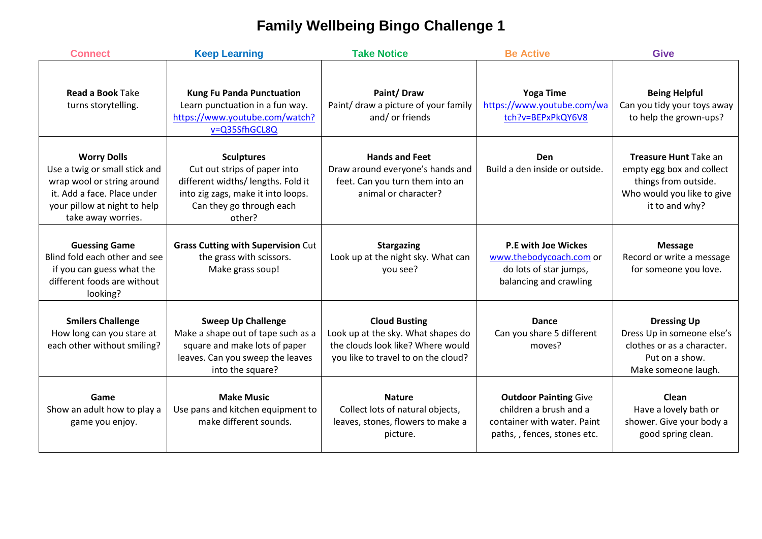# Family Wellbeing Bingo Challenge 1

| Connect | Keep Learning | Take Notice | Be Active | Give |
|---|---|---|---|---|
| **Read a Book** Take turns storytelling. | **Kung Fu Panda Punctuation** Learn punctuation in a fun way. https://www.youtube.com/watch?v=Q35SfhGCL8Q | **Paint/ Draw** Paint/ draw a picture of your family and/ or friends | **Yoga Time** https://www.youtube.com/watch?v=BEPxPkQY6V8 | **Being Helpful** Can you tidy your toys away to help the grown-ups? |
| **Worry Dolls** Use a twig or small stick and wrap wool or string around it. Add a face. Place under your pillow at night to help take away worries. | **Sculptures** Cut out strips of paper into different widths/ lengths. Fold it into zig zags, make it into loops. Can they go through each other? | **Hands and Feet** Draw around everyone's hands and feet. Can you turn them into an animal or character? | **Den** Build a den inside or outside. | **Treasure Hunt** Take an empty egg box and collect things from outside. Who would you like to give it to and why? |
| **Guessing Game** Blind fold each other and see if you can guess what the different foods are without looking? | **Grass Cutting with Supervision** Cut the grass with scissors. Make grass soup! | **Stargazing** Look up at the night sky. What can you see? | **P.E with Joe Wickes** www.thebodycoach.com or do lots of star jumps, balancing and crawling | **Message** Record or write a message for someone you love. |
| **Smilers Challenge** How long can you stare at each other without smiling? | **Sweep Up Challenge** Make a shape out of tape such as a square and make lots of paper leaves. Can you sweep the leaves into the square? | **Cloud Busting** Look up at the sky. What shapes do the clouds look like? Where would you like to travel to on the cloud? | **Dance** Can you share 5 different moves? | **Dressing Up** Dress Up in someone else's clothes or as a character. Put on a show. Make someone laugh. |
| **Game** Show an adult how to play a game you enjoy. | **Make Music** Use pans and kitchen equipment to make different sounds. | **Nature** Collect lots of natural objects, leaves, stones, flowers to make a picture. | **Outdoor Painting** Give children a brush and a container with water. Paint paths, , fences, stones etc. | **Clean** Have a lovely bath or shower. Give your body a good spring clean. |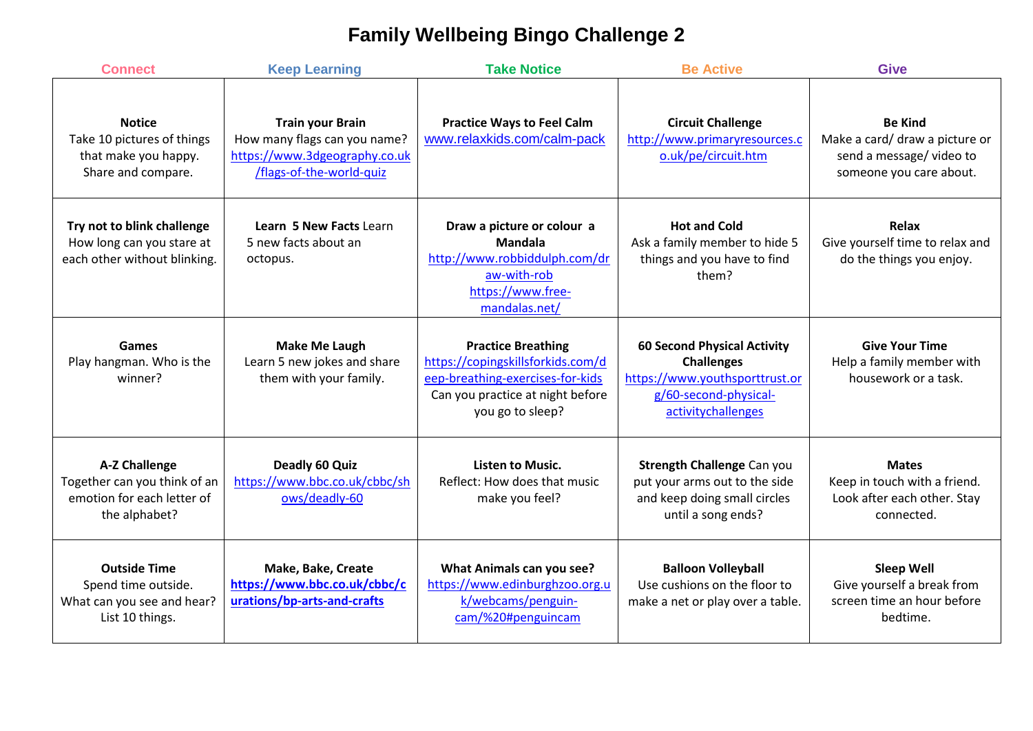# Family Wellbeing Bingo Challenge 2

| Connect | Keep Learning | Take Notice | Be Active | Give |
|---|---|---|---|---|
| **Notice** Take 10 pictures of things that make you happy. Share and compare. | **Train your Brain** How many flags can you name? https://www.3dgeography.co.uk/flags-of-the-world-quiz | **Practice Ways to Feel Calm** www.relaxkids.com/calm-pack | **Circuit Challenge** http://www.primaryresources.co.uk/pe/circuit.htm | **Be Kind** Make a card/ draw a picture or send a message/ video to someone you care about. |
| **Try not to blink challenge** How long can you stare at each other without blinking. | **Learn 5 New Facts** Learn 5 new facts about an octopus. | **Draw a picture or colour a Mandala** http://www.robbiddulph.com/draw-with-rob https://www.free-mandalas.net/ | **Hot and Cold** Ask a family member to hide 5 things and you have to find them? | **Relax** Give yourself time to relax and do the things you enjoy. |
| **Games** Play hangman. Who is the winner? | **Make Me Laugh** Learn 5 new jokes and share them with your family. | **Practice Breathing** https://copingskillsforkids.com/deep-breathing-exercises-for-kids Can you practice at night before you go to sleep? | **60 Second Physical Activity Challenges** https://www.youthsporttrust.org/60-second-physical-activitychallenges | **Give Your Time** Help a family member with housework or a task. |
| **A-Z Challenge** Together can you think of an emotion for each letter of the alphabet? | **Deadly 60 Quiz** https://www.bbc.co.uk/cbbc/shows/deadly-60 | **Listen to Music.** Reflect: How does that music make you feel? | **Strength Challenge** Can you put your arms out to the side and keep doing small circles until a song ends? | **Mates** Keep in touch with a friend. Look after each other. Stay connected. |
| **Outside Time** Spend time outside. What can you see and hear? List 10 things. | **Make, Bake, Create** **https://www.bbc.co.uk/cbbc/curations/bp-arts-and-crafts** | **What Animals can you see?** https://www.edinburghzoo.org.uk/webcams/penguin-cam/%20#penguincam | **Balloon Volleyball** Use cushions on the floor to make a net or play over a table. | **Sleep Well** Give yourself a break from screen time an hour before bedtime. |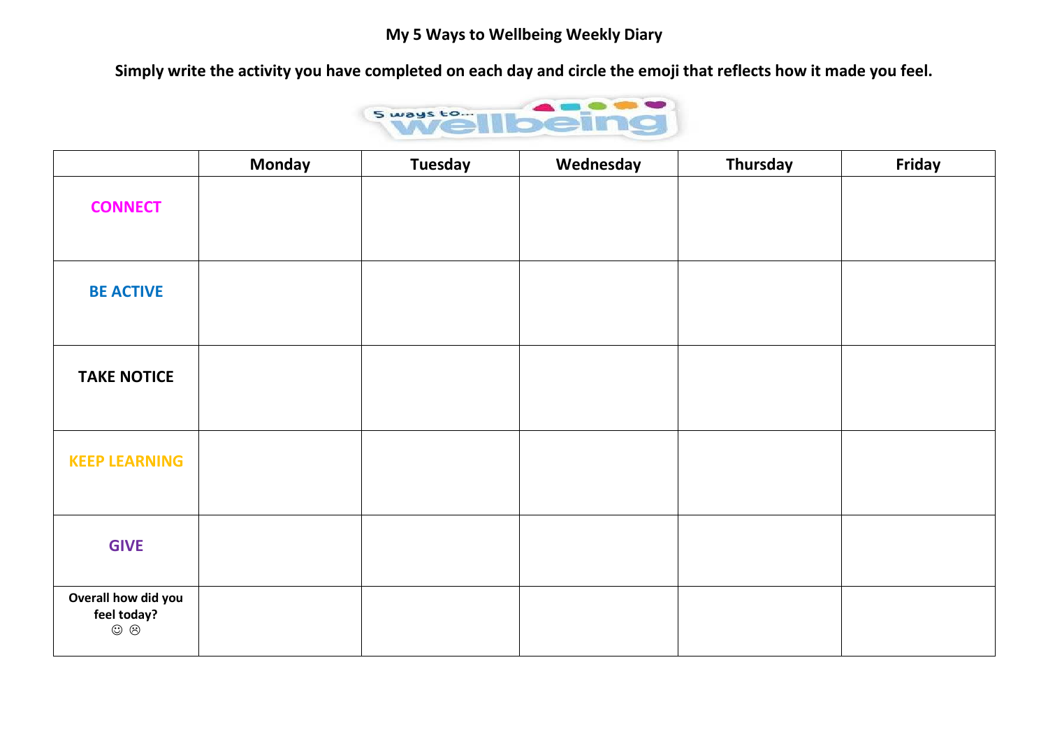# My 5 Ways to Wellbeing Weekly Diary

**Simply write the activity you have completed on each day and circle the emoji that reflects how it made you feel.**

| | Monday | Tuesday | Wednesday | Thursday | Friday |
|---|---|---|---|---|---|
| **CONNECT** | | | | | |
| **BE ACTIVE** | | | | | |
| **TAKE NOTICE** | | | | | |
| **KEEP LEARNING** | | | | | |
| **GIVE** | | | | | |
| **Overall how did you feel today?** ☺ ☹ | | | | | |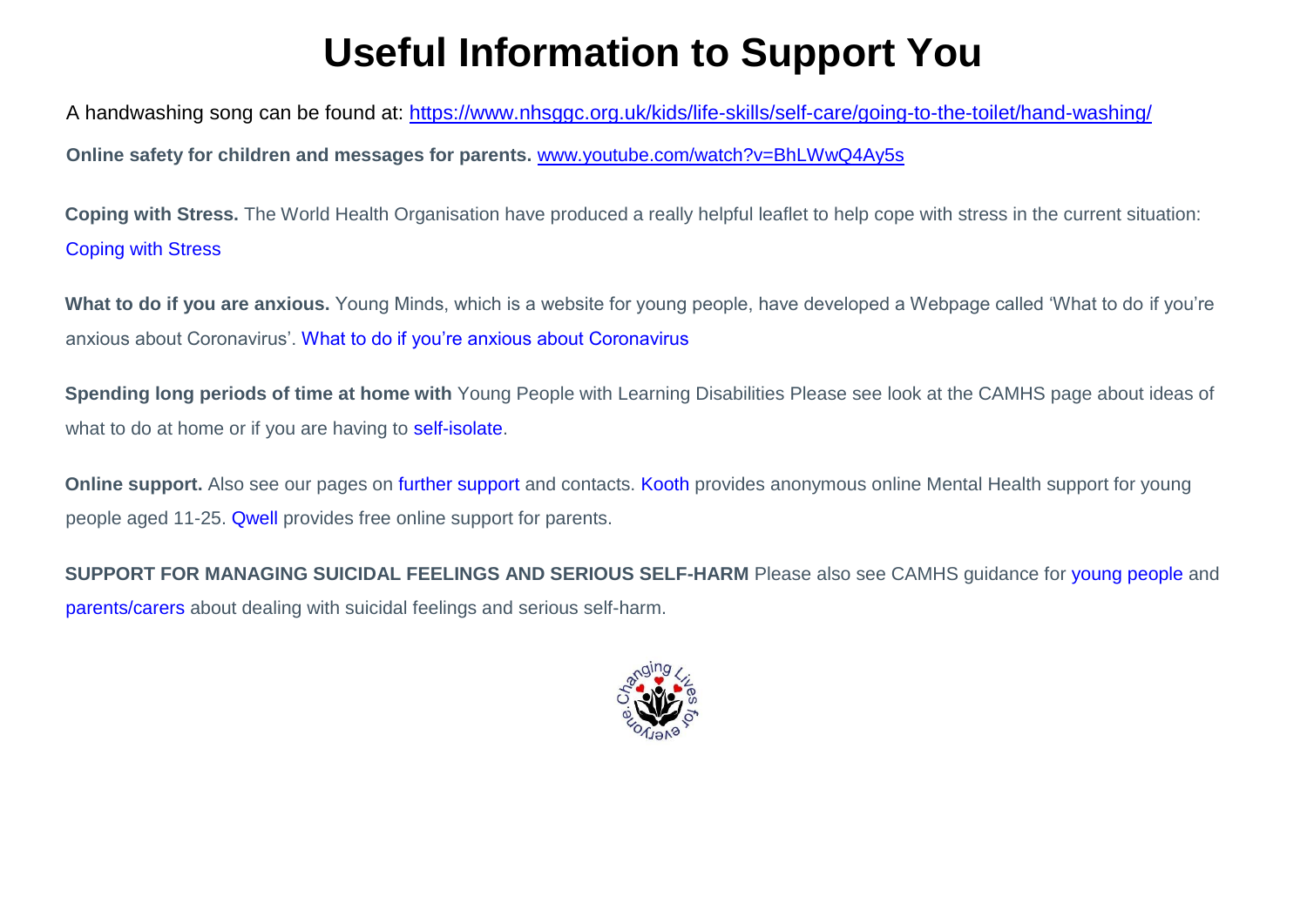# Useful Information to Support You

A handwashing song can be found at: https://www.nhsggc.org.uk/kids/life-skills/self-care/going-to-the-toilet/hand-washing/

**Online safety for children and messages for parents.** www.youtube.com/watch?v=BhLWwQ4Ay5s

**Coping with Stress.** The World Health Organisation have produced a really helpful leaflet to help cope with stress in the current situation: Coping with Stress

**What to do if you are anxious.** Young Minds, which is a website for young people, have developed a Webpage called 'What to do if you're anxious about Coronavirus'. What to do if you're anxious about Coronavirus

**Spending long periods of time at home with** Young People with Learning Disabilities Please see look at the CAMHS page about ideas of what to do at home or if you are having to self-isolate.

**Online support.** Also see our pages on further support and contacts. Kooth provides anonymous online Mental Health support for young people aged 11-25. Qwell provides free online support for parents.

**SUPPORT FOR MANAGING SUICIDAL FEELINGS AND SERIOUS SELF-HARM** Please also see CAMHS guidance for young people and parents/carers about dealing with suicidal feelings and serious self-harm.

Changing Lives for everyone.